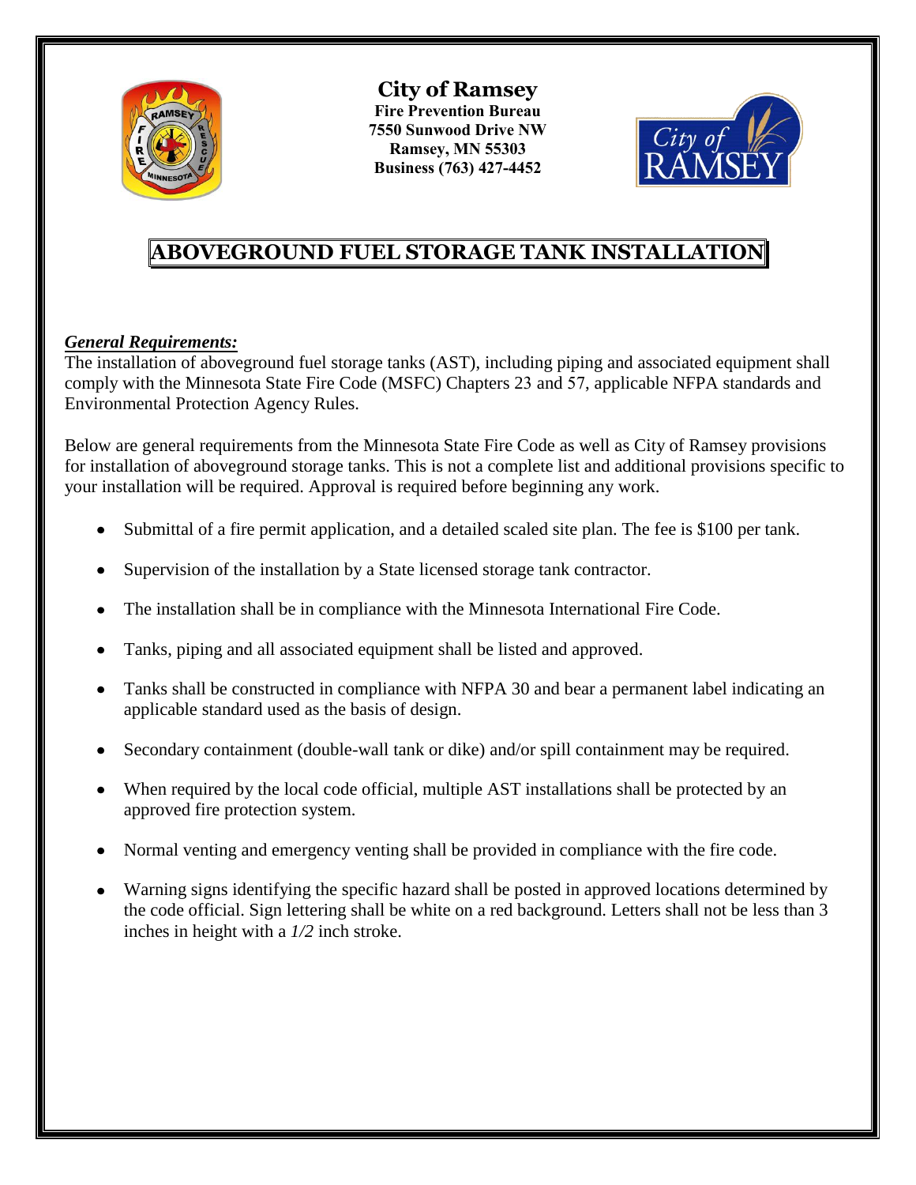# City of Ramsey

**Fire Prevention Bureau**
**7550 Sunwood Drive NW**
**Ramsey, MN 55303**
**Business (763) 427-4452**

## ABOVEGROUND FUEL STORAGE TANK INSTALLATION

***General Requirements:***

The installation of aboveground fuel storage tanks (AST), including piping and associated equipment shall comply with the Minnesota State Fire Code (MSFC) Chapters 23 and 57, applicable NFPA standards and Environmental Protection Agency Rules.

Below are general requirements from the Minnesota State Fire Code as well as City of Ramsey provisions for installation of aboveground storage tanks. This is not a complete list and additional provisions specific to your installation will be required. Approval is required before beginning any work.

- Submittal of a fire permit application, and a detailed scaled site plan. The fee is $100 per tank.
- Supervision of the installation by a State licensed storage tank contractor.
- The installation shall be in compliance with the Minnesota International Fire Code.
- Tanks, piping and all associated equipment shall be listed and approved.
- Tanks shall be constructed in compliance with NFPA 30 and bear a permanent label indicating an applicable standard used as the basis of design.
- Secondary containment (double-wall tank or dike) and/or spill containment may be required.
- When required by the local code official, multiple AST installations shall be protected by an approved fire protection system.
- Normal venting and emergency venting shall be provided in compliance with the fire code.
- Warning signs identifying the specific hazard shall be posted in approved locations determined by the code official. Sign lettering shall be white on a red background. Letters shall not be less than 3 inches in height with a *1/2* inch stroke.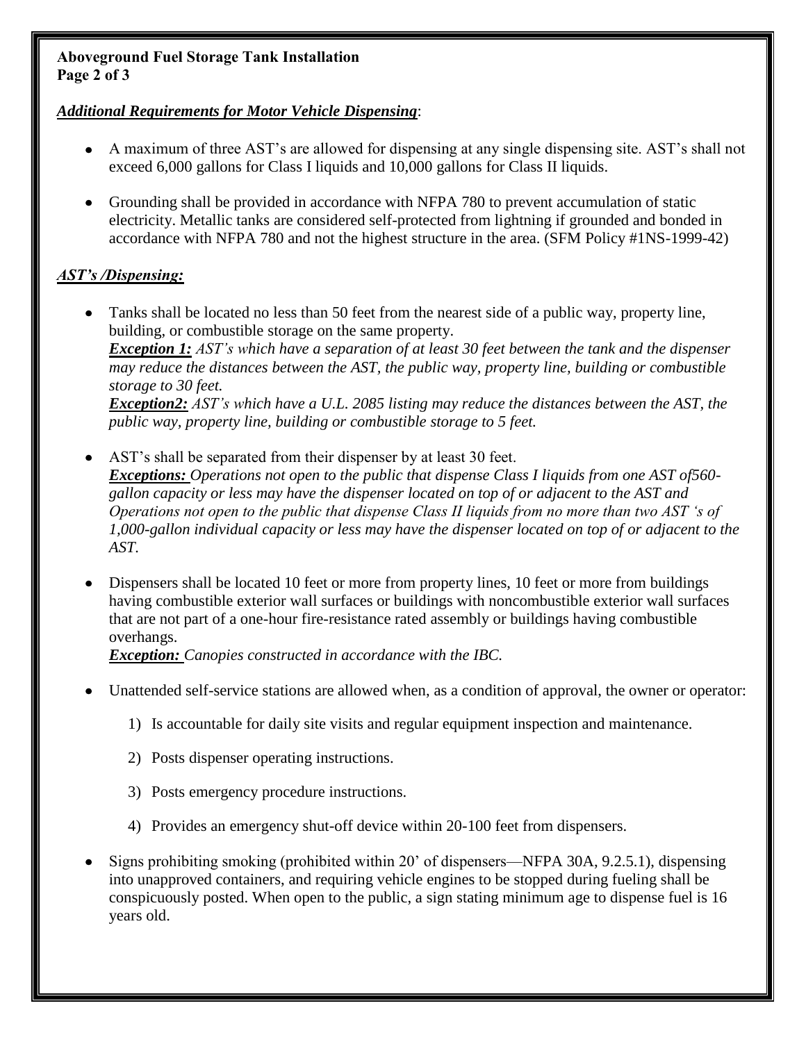***Additional Requirements for Motor Vehicle Dispensing***:

- A maximum of three AST's are allowed for dispensing at any single dispensing site. AST's shall not exceed 6,000 gallons for Class I liquids and 10,000 gallons for Class II liquids.

- Grounding shall be provided in accordance with NFPA 780 to prevent accumulation of static electricity. Metallic tanks are considered self-protected from lightning if grounded and bonded in accordance with NFPA 780 and not the highest structure in the area. (SFM Policy #1NS-1999-42)

***AST's /Dispensing:***

- Tanks shall be located no less than 50 feet from the nearest side of a public way, property line, building, or combustible storage on the same property.
  ***Exception 1:*** *AST's which have a separation of at least 30 feet between the tank and the dispenser may reduce the distances between the AST, the public way, property line, building or combustible storage to 30 feet.*
  ***Exception2:*** *AST's which have a U.L. 2085 listing may reduce the distances between the AST, the public way, property line, building or combustible storage to 5 feet.*

- AST's shall be separated from their dispenser by at least 30 feet.
  ***Exceptions:*** *Operations not open to the public that dispense Class I liquids from one AST of560-gallon capacity or less may have the dispenser located on top of or adjacent to the AST and Operations not open to the public that dispense Class II liquids from no more than two AST 's of 1,000-gallon individual capacity or less may have the dispenser located on top of or adjacent to the AST.*

- Dispensers shall be located 10 feet or more from property lines, 10 feet or more from buildings having combustible exterior wall surfaces or buildings with noncombustible exterior wall surfaces that are not part of a one-hour fire-resistance rated assembly or buildings having combustible overhangs.
  ***Exception:*** *Canopies constructed in accordance with the IBC.*

- Unattended self-service stations are allowed when, as a condition of approval, the owner or operator:
  1) Is accountable for daily site visits and regular equipment inspection and maintenance.
  2) Posts dispenser operating instructions.
  3) Posts emergency procedure instructions.
  4) Provides an emergency shut-off device within 20-100 feet from dispensers.

- Signs prohibiting smoking (prohibited within 20' of dispensers—NFPA 30A, 9.2.5.1), dispensing into unapproved containers, and requiring vehicle engines to be stopped during fueling shall be conspicuously posted. When open to the public, a sign stating minimum age to dispense fuel is 16 years old.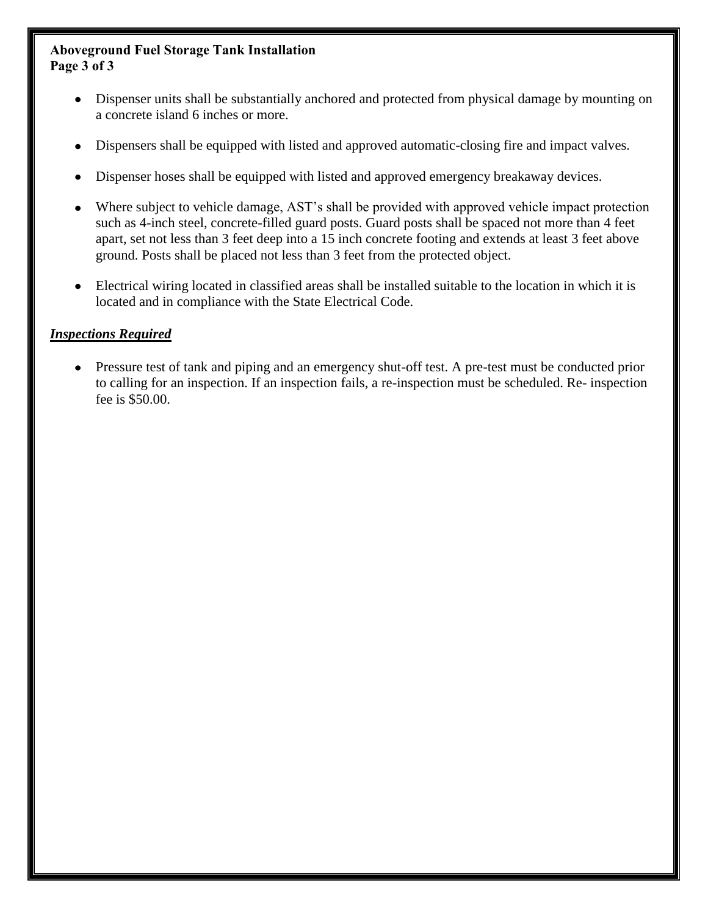- Dispenser units shall be substantially anchored and protected from physical damage by mounting on a concrete island 6 inches or more.

- Dispensers shall be equipped with listed and approved automatic-closing fire and impact valves.

- Dispenser hoses shall be equipped with listed and approved emergency breakaway devices.

- Where subject to vehicle damage, AST's shall be provided with approved vehicle impact protection such as 4-inch steel, concrete-filled guard posts. Guard posts shall be spaced not more than 4 feet apart, set not less than 3 feet deep into a 15 inch concrete footing and extends at least 3 feet above ground. Posts shall be placed not less than 3 feet from the protected object.

- Electrical wiring located in classified areas shall be installed suitable to the location in which it is located and in compliance with the State Electrical Code.

***Inspections Required***

- Pressure test of tank and piping and an emergency shut-off test. A pre-test must be conducted prior to calling for an inspection. If an inspection fails, a re-inspection must be scheduled. Re- inspection fee is $50.00.